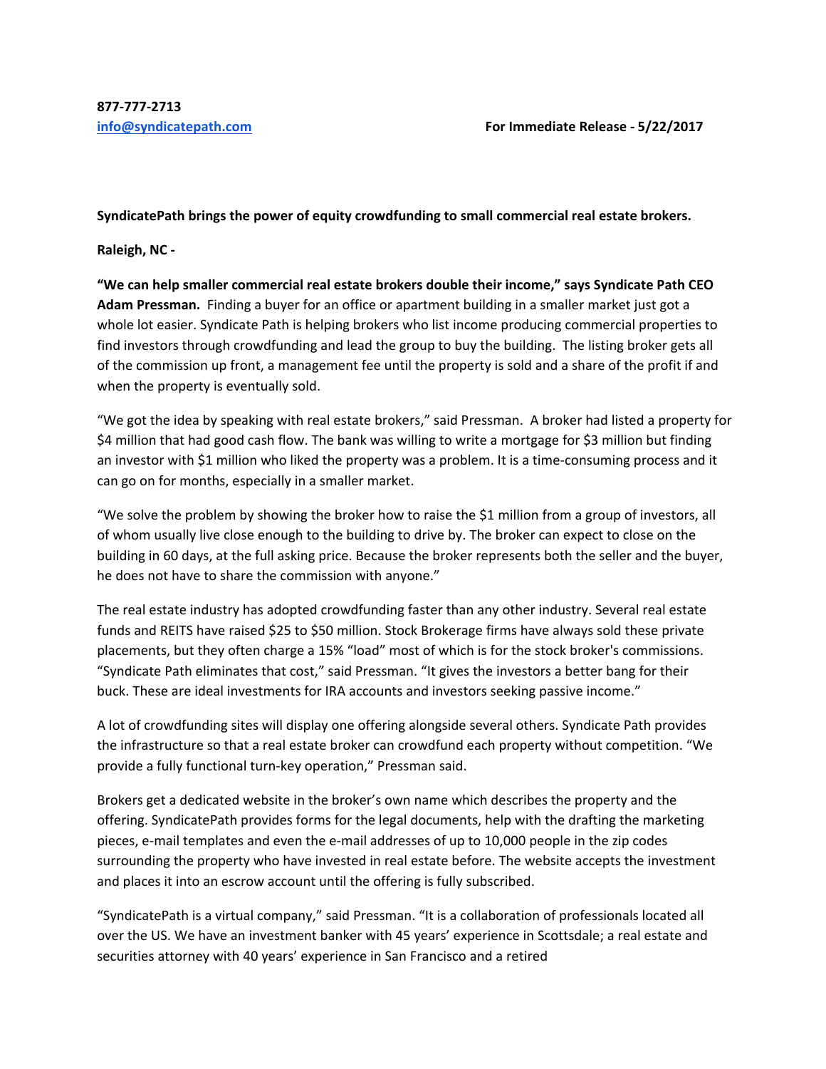**877-777-2713**
[info@syndicatepath.com](mailto:info@syndicatepath.com) **For Immediate Release - 5/22/2017**

**SyndicatePath brings the power of equity crowdfunding to small commercial real estate brokers.**

**Raleigh, NC -**

**"We can help smaller commercial real estate brokers double their income," says Syndicate Path CEO Adam Pressman.** Finding a buyer for an office or apartment building in a smaller market just got a whole lot easier. Syndicate Path is helping brokers who list income producing commercial properties to find investors through crowdfunding and lead the group to buy the building. The listing broker gets all of the commission up front, a management fee until the property is sold and a share of the profit if and when the property is eventually sold.

"We got the idea by speaking with real estate brokers," said Pressman. A broker had listed a property for $4 million that had good cash flow. The bank was willing to write a mortgage for $3 million but finding an investor with $1 million who liked the property was a problem. It is a time-consuming process and it can go on for months, especially in a smaller market.

"We solve the problem by showing the broker how to raise the $1 million from a group of investors, all of whom usually live close enough to the building to drive by. The broker can expect to close on the building in 60 days, at the full asking price. Because the broker represents both the seller and the buyer, he does not have to share the commission with anyone."

The real estate industry has adopted crowdfunding faster than any other industry. Several real estate funds and REITS have raised $25 to $50 million. Stock Brokerage firms have always sold these private placements, but they often charge a 15% "load" most of which is for the stock broker's commissions. "Syndicate Path eliminates that cost," said Pressman. "It gives the investors a better bang for their buck. These are ideal investments for IRA accounts and investors seeking passive income."

A lot of crowdfunding sites will display one offering alongside several others. Syndicate Path provides the infrastructure so that a real estate broker can crowdfund each property without competition. "We provide a fully functional turn-key operation," Pressman said.

Brokers get a dedicated website in the broker's own name which describes the property and the offering. SyndicatePath provides forms for the legal documents, help with the drafting the marketing pieces, e-mail templates and even the e-mail addresses of up to 10,000 people in the zip codes surrounding the property who have invested in real estate before. The website accepts the investment and places it into an escrow account until the offering is fully subscribed.

"SyndicatePath is a virtual company," said Pressman. "It is a collaboration of professionals located all over the US. We have an investment banker with 45 years' experience in Scottsdale; a real estate and securities attorney with 40 years' experience in San Francisco and a retired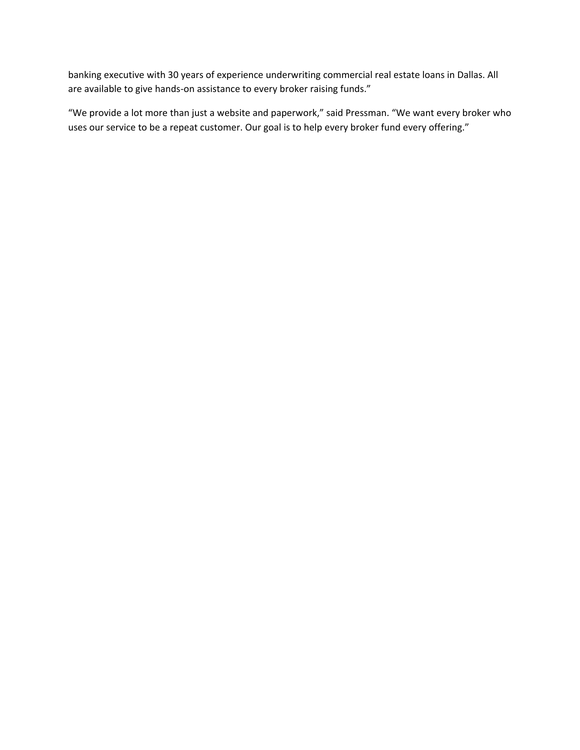banking executive with 30 years of experience underwriting commercial real estate loans in Dallas. All are available to give hands-on assistance to every broker raising funds."

"We provide a lot more than just a website and paperwork," said Pressman. "We want every broker who uses our service to be a repeat customer. Our goal is to help every broker fund every offering."